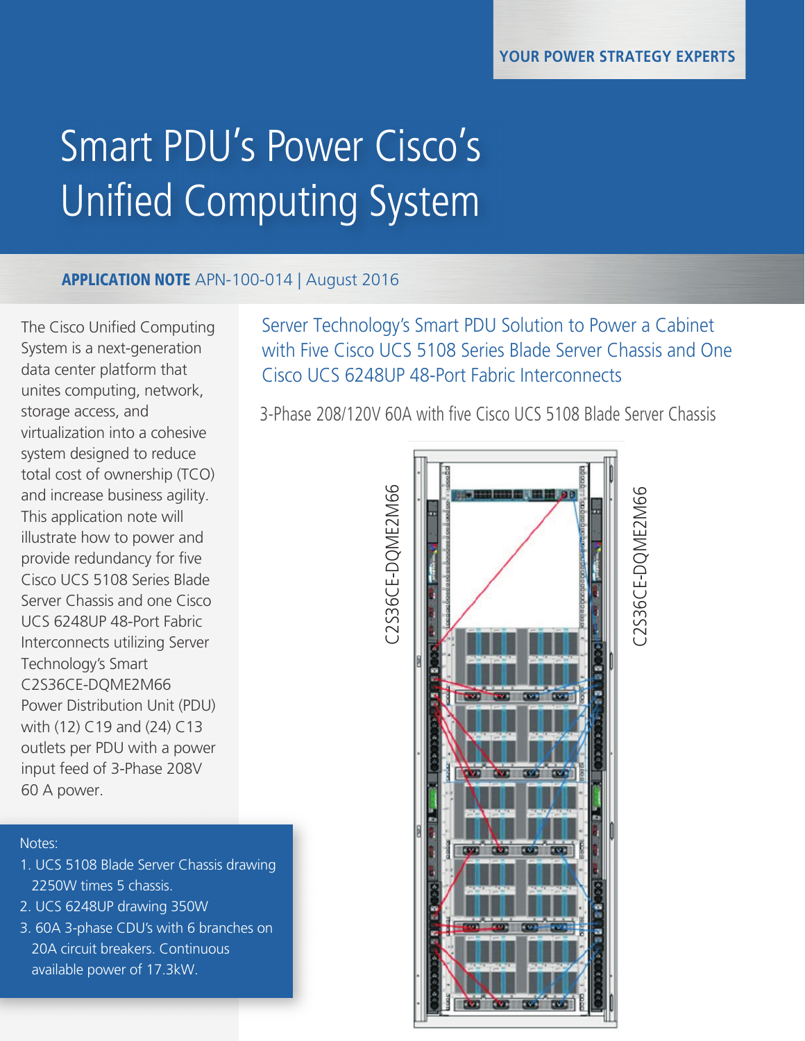YOUR POWER STRATEGY EXPERTS

# Smart PDU's Power Cisco's Unified Computing System

**APPLICATION NOTE** APN-100-014 | August 2016

The Cisco Unified Computing System is a next-generation data center platform that unites computing, network, storage access, and virtualization into a cohesive system designed to reduce total cost of ownership (TCO) and increase business agility. This application note will illustrate how to power and provide redundancy for five Cisco UCS 5108 Series Blade Server Chassis and one Cisco UCS 6248UP 48-Port Fabric Interconnects utilizing Server Technology's Smart C2S36CE-DQME2M66 Power Distribution Unit (PDU) with (12) C19 and (24) C13 outlets per PDU with a power input feed of 3-Phase 208V 60 A power.

Notes:

1. UCS 5108 Blade Server Chassis drawing 2250W times 5 chassis.
2. UCS 6248UP drawing 350W
3. 60A 3-phase CDU's with 6 branches on 20A circuit breakers. Continuous available power of 17.3kW.

## Server Technology's Smart PDU Solution to Power a Cabinet with Five Cisco UCS 5108 Series Blade Server Chassis and One Cisco UCS 6248UP 48-Port Fabric Interconnects

3-Phase 208/120V 60A with five Cisco UCS 5108 Blade Server Chassis

C2S36CE-DQME2M66

C2S36CE-DQME2M66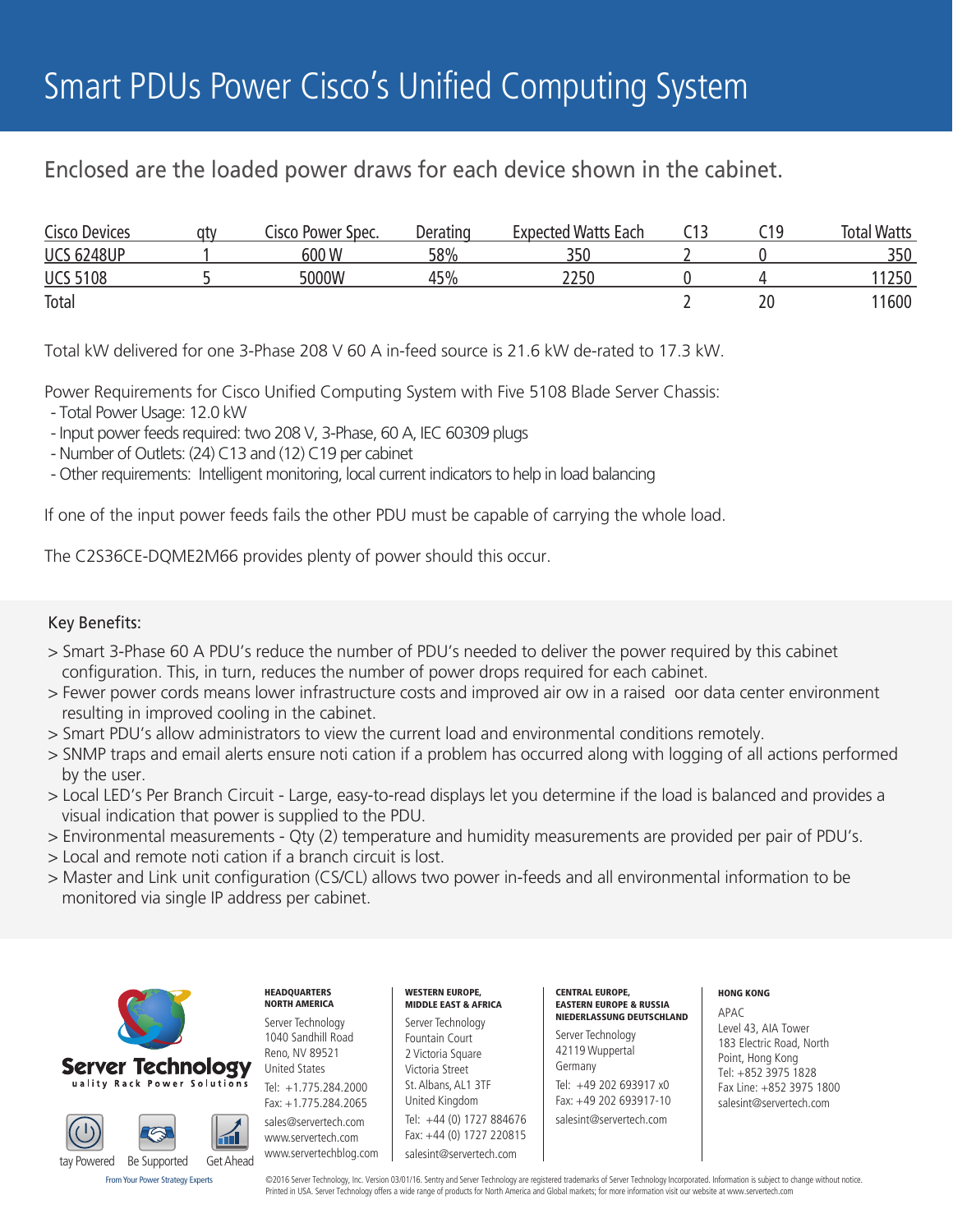# Smart PDUs Power Cisco's Unified Computing System

Enclosed are the loaded power draws for each device shown in the cabinet.

| Cisco Devices | qty | Cisco Power Spec. | Derating | Expected Watts Each | C13 | C19 | Total Watts |
|---|---|---|---|---|---|---|---|
| UCS 6248UP | 1 | 600 W | 58% | 350 | 2 | 0 | 350 |
| UCS 5108 | 5 | 5000W | 45% | 2250 | 0 | 4 | 11250 |
| Total | | | | | 2 | 20 | 11600 |

Total kW delivered for one 3-Phase 208 V 60 A in-feed source is 21.6 kW de-rated to 17.3 kW.

Power Requirements for Cisco Unified Computing System with Five 5108 Blade Server Chassis:

- Total Power Usage: 12.0 kW
- Input power feeds required: two 208 V, 3-Phase, 60 A, IEC 60309 plugs
- Number of Outlets: (24) C13 and (12) C19 per cabinet
- Other requirements: Intelligent monitoring, local current indicators to help in load balancing

If one of the input power feeds fails the other PDU must be capable of carrying the whole load.

The C2S36CE-DQME2M66 provides plenty of power should this occur.

Key Benefits:

> Smart 3-Phase 60 A PDU's reduce the number of PDU's needed to deliver the power required by this cabinet configuration. This, in turn, reduces the number of power drops required for each cabinet.
> Fewer power cords means lower infrastructure costs and improved air ow in a raised oor data center environment resulting in improved cooling in the cabinet.
> Smart PDU's allow administrators to view the current load and environmental conditions remotely.
> SNMP traps and email alerts ensure noti cation if a problem has occurred along with logging of all actions performed by the user.
> Local LED's Per Branch Circuit - Large, easy-to-read displays let you determine if the load is balanced and provides a visual indication that power is supplied to the PDU.
> Environmental measurements - Qty (2) temperature and humidity measurements are provided per pair of PDU's.
> Local and remote noti cation if a branch circuit is lost.
> Master and Link unit configuration (CS/CL) allows two power in-feeds and all environmental information to be monitored via single IP address per cabinet.

Server Technology
uality Rack Power Solutions

tay Powered   Be Supported   Get Ahead

From Your Power Strategy Experts

**HEADQUARTERS NORTH AMERICA**
Server Technology
1040 Sandhill Road
Reno, NV 89521
United States
Tel: +1.775.284.2000
Fax: +1.775.284.2065
sales@servertech.com
www.servertech.com
www.servertechblog.com

**WESTERN EUROPE, MIDDLE EAST & AFRICA**
Server Technology
Fountain Court
2 Victoria Square
Victoria Street
St. Albans, AL1 3TF
United Kingdom
Tel: +44 (0) 1727 884676
Fax: +44 (0) 1727 220815
salesint@servertech.com

**CENTRAL EUROPE, EASTERN EUROPE & RUSSIA NIEDERLASSUNG DEUTSCHLAND**
Server Technology
42119 Wuppertal
Germany
Tel: +49 202 693917 x0
Fax: +49 202 693917-10
salesint@servertech.com

**HONG KONG**
APAC
Level 43, AIA Tower
183 Electric Road, North
Point, Hong Kong
Tel: +852 3975 1828
Fax Line: +852 3975 1800
salesint@servertech.com

©2016 Server Technology, Inc. Version 03/01/16. Sentry and Server Technology are registered trademarks of Server Technology Incorporated. Information is subject to change without notice. Printed in USA. Server Technology offers a wide range of products for North America and Global markets; for more information visit our website at www.servertech.com